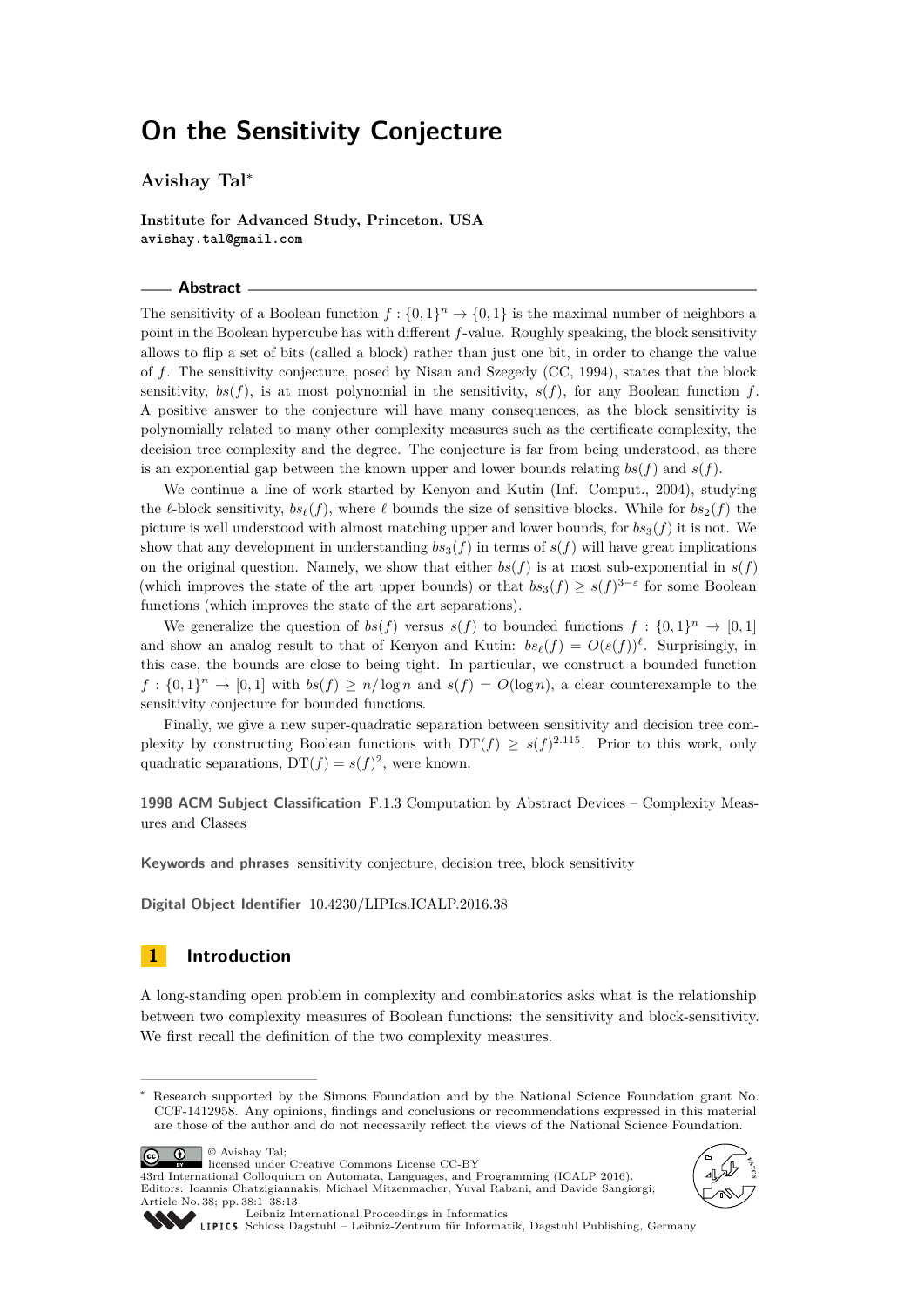# On the Sensitivity Conjecture

**Avishay Tal***

**Institute for Advanced Study, Princeton, USA**
avishay.tal@gmail.com

## Abstract

The sensitivity of a Boolean function $f : \{0,1\}^n \to \{0,1\}$ is the maximal number of neighbors a point in the Boolean hypercube has with different $f$-value. Roughly speaking, the block sensitivity allows to flip a set of bits (called a block) rather than just one bit, in order to change the value of $f$. The sensitivity conjecture, posed by Nisan and Szegedy (CC, 1994), states that the block sensitivity, $bs(f)$, is at most polynomial in the sensitivity, $s(f)$, for any Boolean function $f$. A positive answer to the conjecture will have many consequences, as the block sensitivity is polynomially related to many other complexity measures such as the certificate complexity, the decision tree complexity and the degree. The conjecture is far from being understood, as there is an exponential gap between the known upper and lower bounds relating $bs(f)$ and $s(f)$.

We continue a line of work started by Kenyon and Kutin (Inf. Comput., 2004), studying the $\ell$-block sensitivity, $bs_\ell(f)$, where $\ell$ bounds the size of sensitive blocks. While for $bs_2(f)$ the picture is well understood with almost matching upper and lower bounds, for $bs_3(f)$ it is not. We show that any development in understanding $bs_3(f)$ in terms of $s(f)$ will have great implications on the original question. Namely, we show that either $bs(f)$ is at most sub-exponential in $s(f)$ (which improves the state of the art upper bounds) or that $bs_3(f) \geq s(f)^{3-\varepsilon}$ for some Boolean functions (which improves the state of the art separations).

We generalize the question of $bs(f)$ versus $s(f)$ to bounded functions $f : \{0,1\}^n \to [0,1]$ and show an analog result to that of Kenyon and Kutin: $bs_\ell(f) = O(s(f))^\ell$. Surprisingly, in this case, the bounds are close to being tight. In particular, we construct a bounded function $f : \{0,1\}^n \to [0,1]$ with $bs(f) \geq n/\log n$ and $s(f) = O(\log n)$, a clear counterexample to the sensitivity conjecture for bounded functions.

Finally, we give a new super-quadratic separation between sensitivity and decision tree complexity by constructing Boolean functions with $\mathrm{DT}(f) \geq s(f)^{2.115}$. Prior to this work, only quadratic separations, $\mathrm{DT}(f) = s(f)^2$, were known.

**1998 ACM Subject Classification** F.1.3 Computation by Abstract Devices – Complexity Measures and Classes

**Keywords and phrases** sensitivity conjecture, decision tree, block sensitivity

**Digital Object Identifier** 10.4230/LIPIcs.ICALP.2016.38

## 1 Introduction

A long-standing open problem in complexity and combinatorics asks what is the relationship between two complexity measures of Boolean functions: the sensitivity and block-sensitivity. We first recall the definition of the two complexity measures.

---

* Research supported by the Simons Foundation and by the National Science Foundation grant No. CCF-1412958. Any opinions, findings and conclusions or recommendations expressed in this material are those of the author and do not necessarily reflect the views of the National Science Foundation.

© Avishay Tal; licensed under Creative Commons License CC-BY
43rd International Colloquium on Automata, Languages, and Programming (ICALP 2016).
Editors: Ioannis Chatzigiannakis, Michael Mitzenmacher, Yuval Rabani, and Davide Sangiorgi; Article No. 38; pp. 38:1–38:13
Leibniz International Proceedings in Informatics
Schloss Dagstuhl – Leibniz-Zentrum für Informatik, Dagstuhl Publishing, Germany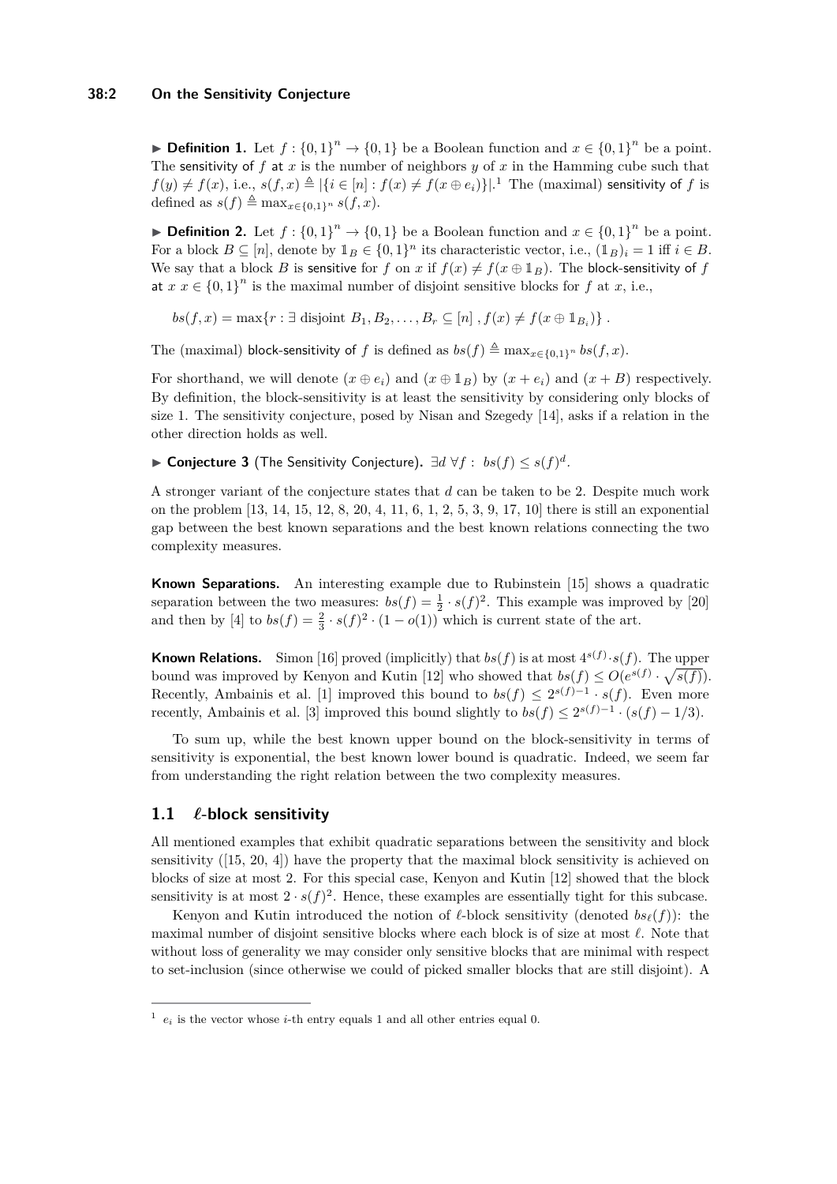▶ **Definition 1.** Let $f : \{0,1\}^n \to \{0,1\}$ be a Boolean function and $x \in \{0,1\}^n$ be a point. The sensitivity of $f$ at $x$ is the number of neighbors $y$ of $x$ in the Hamming cube such that $f(y) \neq f(x)$, i.e., $s(f,x) \triangleq |\{i \in [n] : f(x) \neq f(x \oplus e_i)\}|$.[1] The (maximal) sensitivity of $f$ is defined as $s(f) \triangleq \max_{x \in \{0,1\}^n} s(f,x)$.

▶ **Definition 2.** Let $f : \{0,1\}^n \to \{0,1\}$ be a Boolean function and $x \in \{0,1\}^n$ be a point. For a block $B \subseteq [n]$, denote by $\mathbb{1}_B \in \{0,1\}^n$ its characteristic vector, i.e., $(\mathbb{1}_B)_i = 1$ iff $i \in B$. We say that a block $B$ is sensitive for $f$ on $x$ if $f(x) \neq f(x \oplus \mathbb{1}_B)$. The block-sensitivity of $f$ at $x$ $x \in \{0,1\}^n$ is the maximal number of disjoint sensitive blocks for $f$ at $x$, i.e.,

$$bs(f,x) = \max\{r : \exists \text{ disjoint } B_1, B_2, \ldots, B_r \subseteq [n]\ , f(x) \neq f(x \oplus \mathbb{1}_{B_i})\}\ .$$

The (maximal) block-sensitivity of $f$ is defined as $bs(f) \triangleq \max_{x \in \{0,1\}^n} bs(f,x)$.

For shorthand, we will denote $(x \oplus e_i)$ and $(x \oplus \mathbb{1}_B)$ by $(x + e_i)$ and $(x + B)$ respectively. By definition, the block-sensitivity is at least the sensitivity by considering only blocks of size 1. The sensitivity conjecture, posed by Nisan and Szegedy [14], asks if a relation in the other direction holds as well.

▶ **Conjecture 3** (The Sensitivity Conjecture). $\exists d\ \forall f :\ bs(f) \leq s(f)^d$.

A stronger variant of the conjecture states that $d$ can be taken to be 2. Despite much work on the problem [13, 14, 15, 12, 8, 20, 4, 11, 6, 1, 2, 5, 3, 9, 17, 10] there is still an exponential gap between the best known separations and the best known relations connecting the two complexity measures.

**Known Separations.** An interesting example due to Rubinstein [15] shows a quadratic separation between the two measures: $bs(f) = \frac{1}{2} \cdot s(f)^2$. This example was improved by [20] and then by [4] to $bs(f) = \frac{2}{3} \cdot s(f)^2 \cdot (1 - o(1))$ which is current state of the art.

**Known Relations.** Simon [16] proved (implicitly) that $bs(f)$ is at most $4^{s(f)} \cdot s(f)$. The upper bound was improved by Kenyon and Kutin [12] who showed that $bs(f) \leq O(e^{s(f)} \cdot \sqrt{s(f)})$. Recently, Ambainis et al. [1] improved this bound to $bs(f) \leq 2^{s(f)-1} \cdot s(f)$. Even more recently, Ambainis et al. [3] improved this bound slightly to $bs(f) \leq 2^{s(f)-1} \cdot (s(f) - 1/3)$.

To sum up, while the best known upper bound on the block-sensitivity in terms of sensitivity is exponential, the best known lower bound is quadratic. Indeed, we seem far from understanding the right relation between the two complexity measures.

## 1.1 $\ell$-block sensitivity

All mentioned examples that exhibit quadratic separations between the sensitivity and block sensitivity ([15, 20, 4]) have the property that the maximal block sensitivity is achieved on blocks of size at most 2. For this special case, Kenyon and Kutin [12] showed that the block sensitivity is at most $2 \cdot s(f)^2$. Hence, these examples are essentially tight for this subcase.

Kenyon and Kutin introduced the notion of $\ell$-block sensitivity (denoted $bs_\ell(f)$): the maximal number of disjoint sensitive blocks where each block is of size at most $\ell$. Note that without loss of generality we may consider only sensitive blocks that are minimal with respect to set-inclusion (since otherwise we could of picked smaller blocks that are still disjoint). A

---

[1] $e_i$ is the vector whose $i$-th entry equals 1 and all other entries equal 0.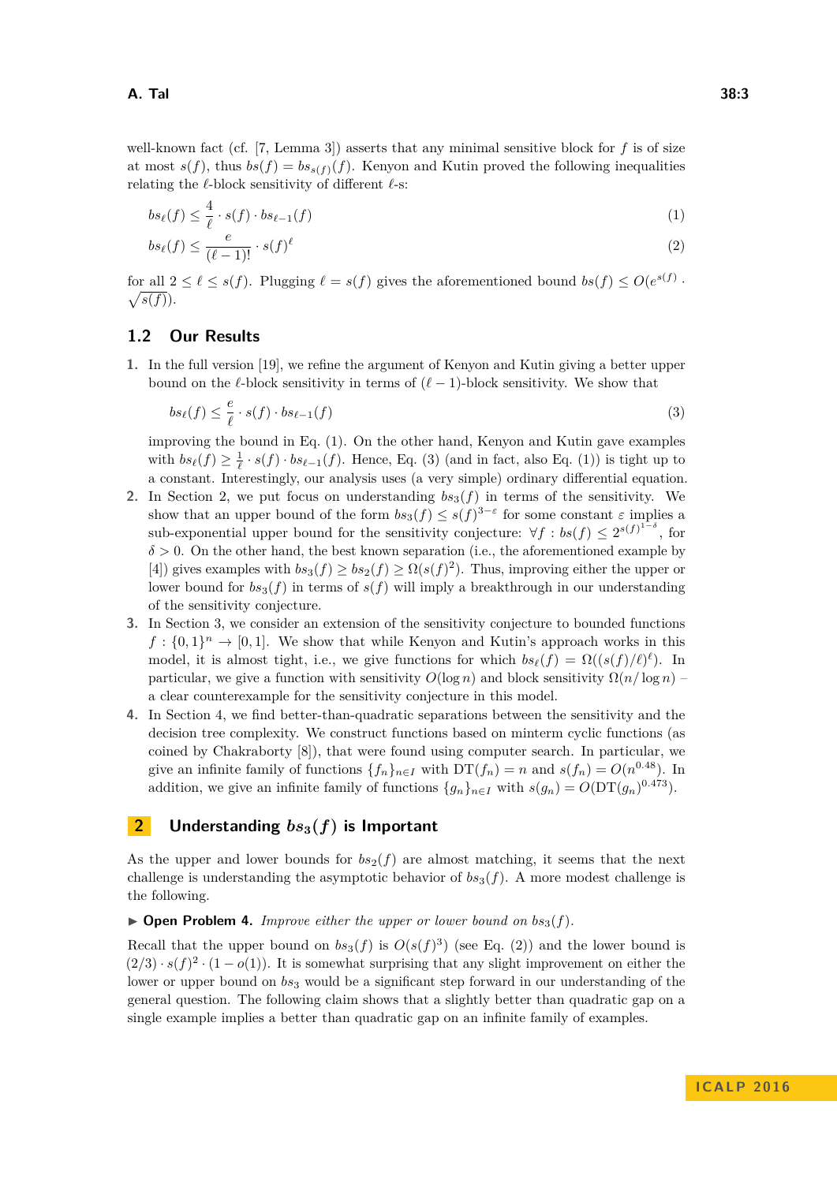well-known fact (cf. [7, Lemma 3]) asserts that any minimal sensitive block for $f$ is of size at most $s(f)$, thus $bs(f) = bs_{s(f)}(f)$. Kenyon and Kutin proved the following inequalities relating the $\ell$-block sensitivity of different $\ell$-s:

$$bs_\ell(f) \le \frac{4}{\ell} \cdot s(f) \cdot bs_{\ell-1}(f) \tag{1}$$

$$bs_\ell(f) \le \frac{e}{(\ell-1)!} \cdot s(f)^\ell \tag{2}$$

for all $2 \le \ell \le s(f)$. Plugging $\ell = s(f)$ gives the aforementioned bound $bs(f) \le O(e^{s(f)} \cdot \sqrt{s(f)})$.

## 1.2 Our Results

1. In the full version [19], we refine the argument of Kenyon and Kutin giving a better upper bound on the $\ell$-block sensitivity in terms of $(\ell-1)$-block sensitivity. We show that

   $$bs_\ell(f) \le \frac{e}{\ell} \cdot s(f) \cdot bs_{\ell-1}(f) \tag{3}$$

   improving the bound in Eq. (1). On the other hand, Kenyon and Kutin gave examples with $bs_\ell(f) \ge \frac{1}{\ell} \cdot s(f) \cdot bs_{\ell-1}(f)$. Hence, Eq. (3) (and in fact, also Eq. (1)) is tight up to a constant. Interestingly, our analysis uses (a very simple) ordinary differential equation.
2. In Section 2, we put focus on understanding $bs_3(f)$ in terms of the sensitivity. We show that an upper bound of the form $bs_3(f) \le s(f)^{3-\varepsilon}$ for some constant $\varepsilon$ implies a sub-exponential upper bound for the sensitivity conjecture: $\forall f : bs(f) \le 2^{s(f)^{1-\delta}}$, for $\delta > 0$. On the other hand, the best known separation (i.e., the aforementioned example by [4]) gives examples with $bs_3(f) \ge bs_2(f) \ge \Omega(s(f)^2)$. Thus, improving either the upper or lower bound for $bs_3(f)$ in terms of $s(f)$ will imply a breakthrough in our understanding of the sensitivity conjecture.
3. In Section 3, we consider an extension of the sensitivity conjecture to bounded functions $f : \{0,1\}^n \to [0,1]$. We show that while Kenyon and Kutin's approach works in this model, it is almost tight, i.e., we give functions for which $bs_\ell(f) = \Omega((s(f)/\ell)^\ell)$. In particular, we give a function with sensitivity $O(\log n)$ and block sensitivity $\Omega(n/\log n)$ – a clear counterexample for the sensitivity conjecture in this model.
4. In Section 4, we find better-than-quadratic separations between the sensitivity and the decision tree complexity. We construct functions based on minterm cyclic functions (as coined by Chakraborty [8]), that were found using computer search. In particular, we give an infinite family of functions $\{f_n\}_{n\in I}$ with $\mathrm{DT}(f_n) = n$ and $s(f_n) = O(n^{0.48})$. In addition, we give an infinite family of functions $\{g_n\}_{n\in I}$ with $s(g_n) = O(\mathrm{DT}(g_n)^{0.473})$.

# 2 Understanding $bs_3(f)$ is Important

As the upper and lower bounds for $bs_2(f)$ are almost matching, it seems that the next challenge is understanding the asymptotic behavior of $bs_3(f)$. A more modest challenge is the following.

▶ **Open Problem 4.** *Improve either the upper or lower bound on $bs_3(f)$.*

Recall that the upper bound on $bs_3(f)$ is $O(s(f)^3)$ (see Eq. (2)) and the lower bound is $(2/3) \cdot s(f)^2 \cdot (1 - o(1))$. It is somewhat surprising that any slight improvement on either the lower or upper bound on $bs_3$ would be a significant step forward in our understanding of the general question. The following claim shows that a slightly better than quadratic gap on a single example implies a better than quadratic gap on an infinite family of examples.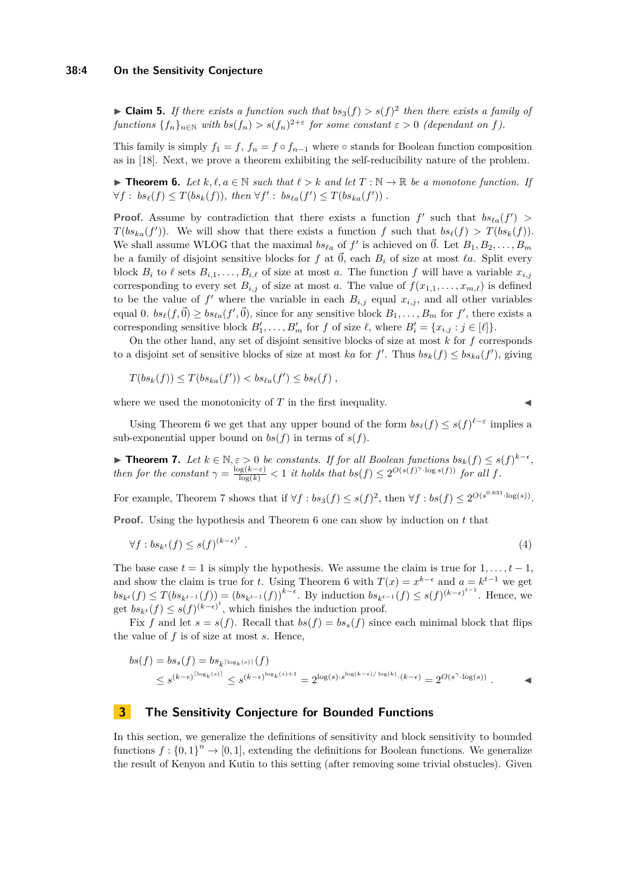▶ **Claim 5.** *If there exists a function such that $bs_3(f) > s(f)^2$ then there exists a family of functions $\{f_n\}_{n\in\mathbb{N}}$ with $bs(f_n) > s(f_n)^{2+\varepsilon}$ for some constant $\varepsilon > 0$ (dependant on $f$).*

This family is simply $f_1 = f$, $f_n = f \circ f_{n-1}$ where $\circ$ stands for Boolean function composition as in [18]. Next, we prove a theorem exhibiting the self-reducibility nature of the problem.

▶ **Theorem 6.** *Let $k, \ell, a \in \mathbb{N}$ such that $\ell > k$ and let $T : \mathbb{N} \to \mathbb{R}$ be a monotone function. If $\forall f : bs_\ell(f) \le T(bs_k(f))$, then $\forall f' : bs_{\ell a}(f') \le T(bs_{ka}(f'))$ .*

**Proof.** Assume by contradiction that there exists a function $f'$ such that $bs_{\ell a}(f') > T(bs_{ka}(f'))$. We will show that there exists a function $f$ such that $bs_\ell(f) > T(bs_k(f))$. We shall assume WLOG that the maximal $bs_{\ell a}$ of $f'$ is achieved on $\vec{0}$. Let $B_1, B_2, \ldots, B_m$ be a family of disjoint sensitive blocks for $f$ at $\vec{0}$, each $B_i$ of size at most $\ell a$. Split every block $B_i$ to $\ell$ sets $B_{i,1}, \ldots, B_{i,\ell}$ of size at most $a$. The function $f$ will have a variable $x_{i,j}$ corresponding to every set $B_{i,j}$ of size at most $a$. The value of $f(x_{1,1}, \ldots, x_{m,\ell})$ is defined to be the value of $f'$ where the variable in each $B_{i,j}$ equal $x_{i,j}$, and all other variables equal 0. $bs_\ell(f, \vec{0}) \ge bs_{\ell a}(f', \vec{0})$, since for any sensitive block $B_1, \ldots, B_m$ for $f'$, there exists a corresponding sensitive block $B'_1, \ldots, B'_m$ for $f$ of size $\ell$, where $B'_i = \{x_{i,j} : j \in [\ell]\}$.

On the other hand, any set of disjoint sensitive blocks of size at most $k$ for $f$ corresponds to a disjoint set of sensitive blocks of size at most $ka$ for $f'$. Thus $bs_k(f) \le bs_{ka}(f')$, giving

$$T(bs_k(f)) \le T(bs_{ka}(f')) < bs_{\ell a}(f') \le bs_\ell(f) ,$$

where we used the monotonicity of $T$ in the first inequality. ◀

Using Theorem 6 we get that any upper bound of the form $bs_\ell(f) \le s(f)^{\ell-\varepsilon}$ implies a sub-exponential upper bound on $bs(f)$ in terms of $s(f)$.

▶ **Theorem 7.** *Let $k \in \mathbb{N}, \varepsilon > 0$ be constants. If for all Boolean functions $bs_k(f) \le s(f)^{k-\epsilon}$, then for the constant $\gamma = \frac{\log(k-\varepsilon)}{\log(k)} < 1$ it holds that $bs(f) \le 2^{O(s(f)^\gamma \cdot \log s(f))}$ for all $f$.*

For example, Theorem 7 shows that if $\forall f : bs_3(f) \le s(f)^2$, then $\forall f : bs(f) \le 2^{O(s^{0.631} \cdot \log(s))}$.

**Proof.** Using the hypothesis and Theorem 6 one can show by induction on $t$ that

$$\forall f : bs_{k^t}(f) \le s(f)^{(k-\epsilon)^t} . \tag{4}$$

The base case $t = 1$ is simply the hypothesis. We assume the claim is true for $1, \ldots, t-1$, and show the claim is true for $t$. Using Theorem 6 with $T(x) = x^{k-\epsilon}$ and $a = k^{t-1}$ we get $bs_{k^t}(f) \le T(bs_{k^{t-1}}(f)) = (bs_{k^{t-1}}(f))^{k-\epsilon}$. By induction $bs_{k^{t-1}}(f) \le s(f)^{(k-\epsilon)^{t-1}}$. Hence, we get $bs_{k^t}(f) \le s(f)^{(k-\epsilon)^t}$, which finishes the induction proof.

Fix $f$ and let $s = s(f)$. Recall that $bs(f) = bs_s(f)$ since each minimal block that flips the value of $f$ is of size at most $s$. Hence,

$$\begin{aligned} bs(f) &= bs_s(f) = bs_{k^{\lceil \log_k(s) \rceil}}(f) \\ &\le s^{(k-\epsilon)^{\lceil \log_k(s) \rceil}} \le s^{(k-\epsilon)^{\log_k(s)+1}} = 2^{\log(s) \cdot s^{\log(k-\epsilon)/\log(k)} \cdot (k-\epsilon)} = 2^{O(s^\gamma \cdot \log(s))} . \end{aligned}$$ ◀

## 3 The Sensitivity Conjecture for Bounded Functions

In this section, we generalize the definitions of sensitivity and block sensitivity to bounded functions $f : \{0,1\}^n \to [0,1]$, extending the definitions for Boolean functions. We generalize the result of Kenyon and Kutin to this setting (after removing some trivial obstucles). Given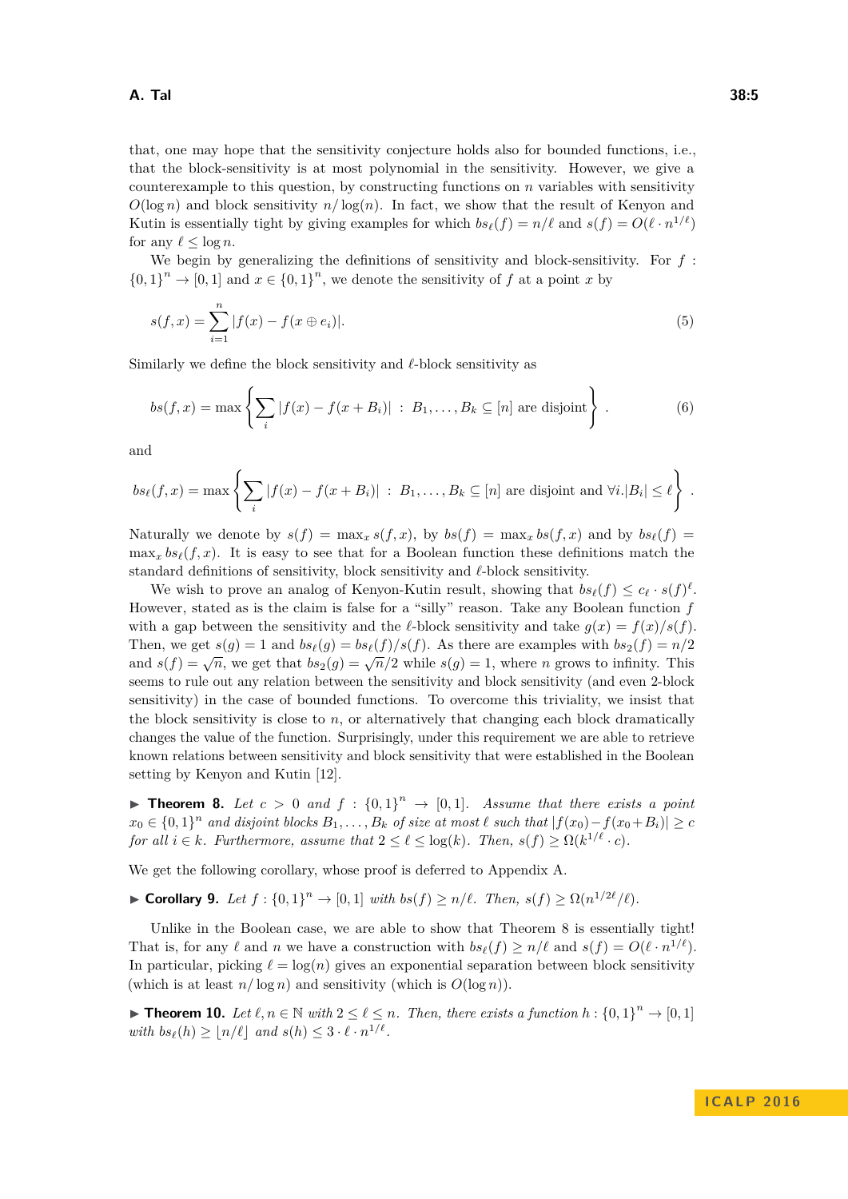that, one may hope that the sensitivity conjecture holds also for bounded functions, i.e., that the block-sensitivity is at most polynomial in the sensitivity. However, we give a counterexample to this question, by constructing functions on $n$ variables with sensitivity $O(\log n)$ and block sensitivity $n/\log(n)$. In fact, we show that the result of Kenyon and Kutin is essentially tight by giving examples for which $bs_\ell(f) = n/\ell$ and $s(f) = O(\ell \cdot n^{1/\ell})$ for any $\ell \le \log n$.

We begin by generalizing the definitions of sensitivity and block-sensitivity. For $f : \{0,1\}^n \to [0,1]$ and $x \in \{0,1\}^n$, we denote the sensitivity of $f$ at a point $x$ by

$$s(f,x) = \sum_{i=1}^{n} |f(x) - f(x \oplus e_i)|. \tag{5}$$

Similarly we define the block sensitivity and $\ell$-block sensitivity as

$$bs(f,x) = \max\left\{ \sum_i |f(x) - f(x + B_i)| \ : \ B_1, \ldots, B_k \subseteq [n] \text{ are disjoint} \right\}. \tag{6}$$

and

$$bs_\ell(f,x) = \max\left\{ \sum_i |f(x) - f(x + B_i)| \ : \ B_1, \ldots, B_k \subseteq [n] \text{ are disjoint and } \forall i. |B_i| \le \ell \right\}.$$

Naturally we denote by $s(f) = \max_x s(f,x)$, by $bs(f) = \max_x bs(f,x)$ and by $bs_\ell(f) = \max_x bs_\ell(f,x)$. It is easy to see that for a Boolean function these definitions match the standard definitions of sensitivity, block sensitivity and $\ell$-block sensitivity.

We wish to prove an analog of Kenyon-Kutin result, showing that $bs_\ell(f) \le c_\ell \cdot s(f)^\ell$. However, stated as is the claim is false for a "silly" reason. Take any Boolean function $f$ with a gap between the sensitivity and the $\ell$-block sensitivity and take $g(x) = f(x)/s(f)$. Then, we get $s(g) = 1$ and $bs_\ell(g) = bs_\ell(f)/s(f)$. As there are examples with $bs_2(f) = n/2$ and $s(f) = \sqrt{n}$, we get that $bs_2(g) = \sqrt{n}/2$ while $s(g) = 1$, where $n$ grows to infinity. This seems to rule out any relation between the sensitivity and block sensitivity (and even 2-block sensitivity) in the case of bounded functions. To overcome this triviality, we insist that the block sensitivity is close to $n$, or alternatively that changing each block dramatically changes the value of the function. Surprisingly, under this requirement we are able to retrieve known relations between sensitivity and block sensitivity that were established in the Boolean setting by Kenyon and Kutin [12].

▶ **Theorem 8.** *Let $c > 0$ and $f : \{0,1\}^n \to [0,1]$. Assume that there exists a point $x_0 \in \{0,1\}^n$ and disjoint blocks $B_1, \ldots, B_k$ of size at most $\ell$ such that $|f(x_0) - f(x_0 + B_i)| \ge c$ for all $i \in k$. Furthermore, assume that $2 \le \ell \le \log(k)$. Then, $s(f) \ge \Omega(k^{1/\ell} \cdot c)$.*

We get the following corollary, whose proof is deferred to Appendix A.

▶ **Corollary 9.** *Let $f : \{0,1\}^n \to [0,1]$ with $bs(f) \ge n/\ell$. Then, $s(f) \ge \Omega(n^{1/2\ell}/\ell)$.*

Unlike in the Boolean case, we are able to show that Theorem 8 is essentially tight! That is, for any $\ell$ and $n$ we have a construction with $bs_\ell(f) \ge n/\ell$ and $s(f) = O(\ell \cdot n^{1/\ell})$. In particular, picking $\ell = \log(n)$ gives an exponential separation between block sensitivity (which is at least $n/\log n$) and sensitivity (which is $O(\log n)$).

▶ **Theorem 10.** *Let $\ell, n \in \mathbb{N}$ with $2 \le \ell \le n$. Then, there exists a function $h : \{0,1\}^n \to [0,1]$ with $bs_\ell(h) \ge \lfloor n/\ell \rfloor$ and $s(h) \le 3 \cdot \ell \cdot n^{1/\ell}$.*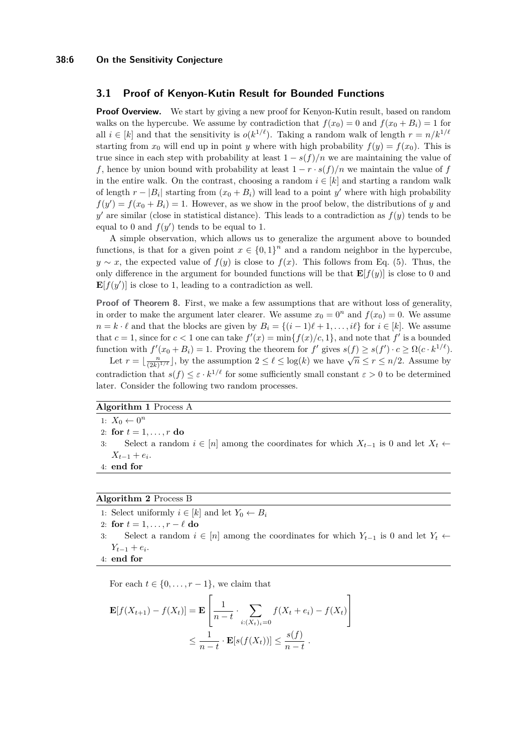### 3.1 Proof of Kenyon-Kutin Result for Bounded Functions

**Proof Overview.** We start by giving a new proof for Kenyon-Kutin result, based on random walks on the hypercube. We assume by contradiction that $f(x_0) = 0$ and $f(x_0 + B_i) = 1$ for all $i \in [k]$ and that the sensitivity is $o(k^{1/\ell})$. Taking a random walk of length $r = n/k^{1/\ell}$ starting from $x_0$ will end up in point $y$ where with high probability $f(y) = f(x_0)$. This is true since in each step with probability at least $1 - s(f)/n$ we are maintaining the value of $f$, hence by union bound with probability at least $1 - r \cdot s(f)/n$ we maintain the value of $f$ in the entire walk. On the contrast, choosing a random $i \in [k]$ and starting a random walk of length $r - |B_i|$ starting from $(x_0 + B_i)$ will lead to a point $y'$ where with high probability $f(y') = f(x_0 + B_i) = 1$. However, as we show in the proof below, the distributions of $y$ and $y'$ are similar (close in statistical distance). This leads to a contradiction as $f(y)$ tends to be equal to 0 and $f(y')$ tends to be equal to 1.

A simple observation, which allows us to generalize the argument above to bounded functions, is that for a given point $x \in \{0,1\}^n$ and a random neighbor in the hypercube, $y \sim x$, the expected value of $f(y)$ is close to $f(x)$. This follows from Eq. (5). Thus, the only difference in the argument for bounded functions will be that $\mathbf{E}[f(y)]$ is close to 0 and $\mathbf{E}[f(y')]$ is close to 1, leading to a contradiction as well.

**Proof of Theorem 8.** First, we make a few assumptions that are without loss of generality, in order to make the argument later clearer. We assume $x_0 = 0^n$ and $f(x_0) = 0$. We assume $n = k \cdot \ell$ and that the blocks are given by $B_i = \{(i-1)\ell + 1, \ldots, i\ell\}$ for $i \in [k]$. We assume that $c = 1$, since for $c < 1$ one can take $f'(x) = \min\{f(x)/c, 1\}$, and note that $f'$ is a bounded function with $f'(x_0 + B_i) = 1$. Proving the theorem for $f'$ gives $s(f) \geq s(f') \cdot c \geq \Omega(c \cdot k^{1/\ell})$.

Let $r = \lfloor \frac{n}{(2k)^{1/\ell}} \rfloor$, by the assumption $2 \leq \ell \leq \log(k)$ we have $\sqrt{n} \leq r \leq n/2$. Assume by contradiction that $s(f) \leq \varepsilon \cdot k^{1/\ell}$ for some sufficiently small constant $\varepsilon > 0$ to be determined later. Consider the following two random processes.

**Algorithm 1** Process A

```
1: X_0 ← 0^n
2: for t = 1, ..., r do
3:     Select a random i ∈ [n] among the coordinates for which X_{t-1} is 0 and let X_t ←
       X_{t-1} + e_i.
4: end for
```

**Algorithm 2** Process B

```
1: Select uniformly i ∈ [k] and let Y_0 ← B_i
2: for t = 1, ..., r − ℓ do
3:     Select a random i ∈ [n] among the coordinates for which Y_{t-1} is 0 and let Y_t ←
       Y_{t-1} + e_i.
4: end for
```

For each $t \in \{0, \ldots, r-1\}$, we claim that

$$\mathbf{E}[f(X_{t+1}) - f(X_t)] = \mathbf{E}\left[\frac{1}{n-t} \cdot \sum_{i:(X_t)_i = 0} f(X_t + e_i) - f(X_t)\right]$$
$$\leq \frac{1}{n-t} \cdot \mathbf{E}[s(f(X_t))] \leq \frac{s(f)}{n-t} .$$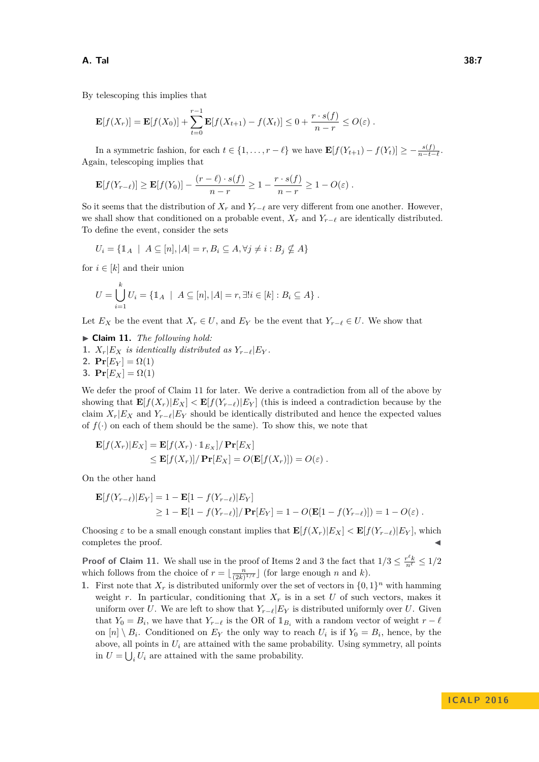By telescoping this implies that

$$\mathbf{E}[f(X_r)] = \mathbf{E}[f(X_0)] + \sum_{t=0}^{r-1} \mathbf{E}[f(X_{t+1}) - f(X_t)] \le 0 + \frac{r \cdot s(f)}{n-r} \le O(\varepsilon) \ .$$

In a symmetric fashion, for each $t \in \{1, \ldots, r-\ell\}$ we have $\mathbf{E}[f(Y_{t+1}) - f(Y_t)] \ge -\frac{s(f)}{n-t-\ell}$. Again, telescoping implies that

$$\mathbf{E}[f(Y_{r-\ell})] \ge \mathbf{E}[f(Y_0)] - \frac{(r-\ell) \cdot s(f)}{n-r} \ge 1 - \frac{r \cdot s(f)}{n-r} \ge 1 - O(\varepsilon) \ .$$

So it seems that the distribution of $X_r$ and $Y_{r-\ell}$ are very different from one another. However, we shall show that conditioned on a probable event, $X_r$ and $Y_{r-\ell}$ are identically distributed. To define the event, consider the sets

$$U_i = \{\mathbb{1}_A \ | \ A \subseteq [n], |A| = r, B_i \subseteq A, \forall j \neq i : B_j \nsubseteq A\}$$

for $i \in [k]$ and their union

$$U = \bigcup_{i=1}^{k} U_i = \{\mathbb{1}_A \ | \ A \subseteq [n], |A| = r, \exists! i \in [k] : B_i \subseteq A\} \ .$$

Let $E_X$ be the event that $X_r \in U$, and $E_Y$ be the event that $Y_{r-\ell} \in U$. We show that

▶ **Claim 11.** *The following hold:*
1. $X_r | E_X$ *is identically distributed as* $Y_{r-\ell} | E_Y$.
2. $\mathbf{Pr}[E_Y] = \Omega(1)$
3. $\mathbf{Pr}[E_X] = \Omega(1)$

We defer the proof of Claim 11 for later. We derive a contradiction from all of the above by showing that $\mathbf{E}[f(X_r)|E_X] < \mathbf{E}[f(Y_{r-\ell})|E_Y]$ (this is indeed a contradiction because by the claim $X_r|E_X$ and $Y_{r-\ell}|E_Y$ should be identically distributed and hence the expected values of $f(\cdot)$ on each of them should be the same). To show this, we note that

$$\begin{aligned}\mathbf{E}[f(X_r)|E_X] &= \mathbf{E}[f(X_r) \cdot \mathbb{1}_{E_X}] / \mathbf{Pr}[E_X] \\ &\le \mathbf{E}[f(X_r)] / \mathbf{Pr}[E_X] = O(\mathbf{E}[f(X_r)]) = O(\varepsilon) \ .\end{aligned}$$

On the other hand

$$\begin{aligned}\mathbf{E}[f(Y_{r-\ell})|E_Y] &= 1 - \mathbf{E}[1 - f(Y_{r-\ell})|E_Y] \\ &\ge 1 - \mathbf{E}[1 - f(Y_{r-\ell})] / \mathbf{Pr}[E_Y] = 1 - O(\mathbf{E}[1 - f(Y_{r-\ell})]) = 1 - O(\varepsilon) \ .\end{aligned}$$

Choosing $\varepsilon$ to be a small enough constant implies that $\mathbf{E}[f(X_r)|E_X] < \mathbf{E}[f(Y_{r-\ell})|E_Y]$, which completes the proof. ◀

**Proof of Claim 11.** We shall use in the proof of Items 2 and 3 the fact that $1/3 \le \frac{r^\ell k}{n^\ell} \le 1/2$ which follows from the choice of $r = \lfloor \frac{n}{(2k)^{1/\ell}} \rfloor$ (for large enough $n$ and $k$).

1. First note that $X_r$ is distributed uniformly over the set of vectors in $\{0,1\}^n$ with hamming weight $r$. In particular, conditioning that $X_r$ is in a set $U$ of such vectors, makes it uniform over $U$. We are left to show that $Y_{r-\ell}|E_Y$ is distributed uniformly over $U$. Given that $Y_0 = B_i$, we have that $Y_{r-\ell}$ is the OR of $\mathbb{1}_{B_i}$ with a random vector of weight $r-\ell$ on $[n] \setminus B_i$. Conditioned on $E_Y$ the only way to reach $U_i$ is if $Y_0 = B_i$, hence, by the above, all points in $U_i$ are attained with the same probability. Using symmetry, all points in $U = \bigcup_i U_i$ are attained with the same probability.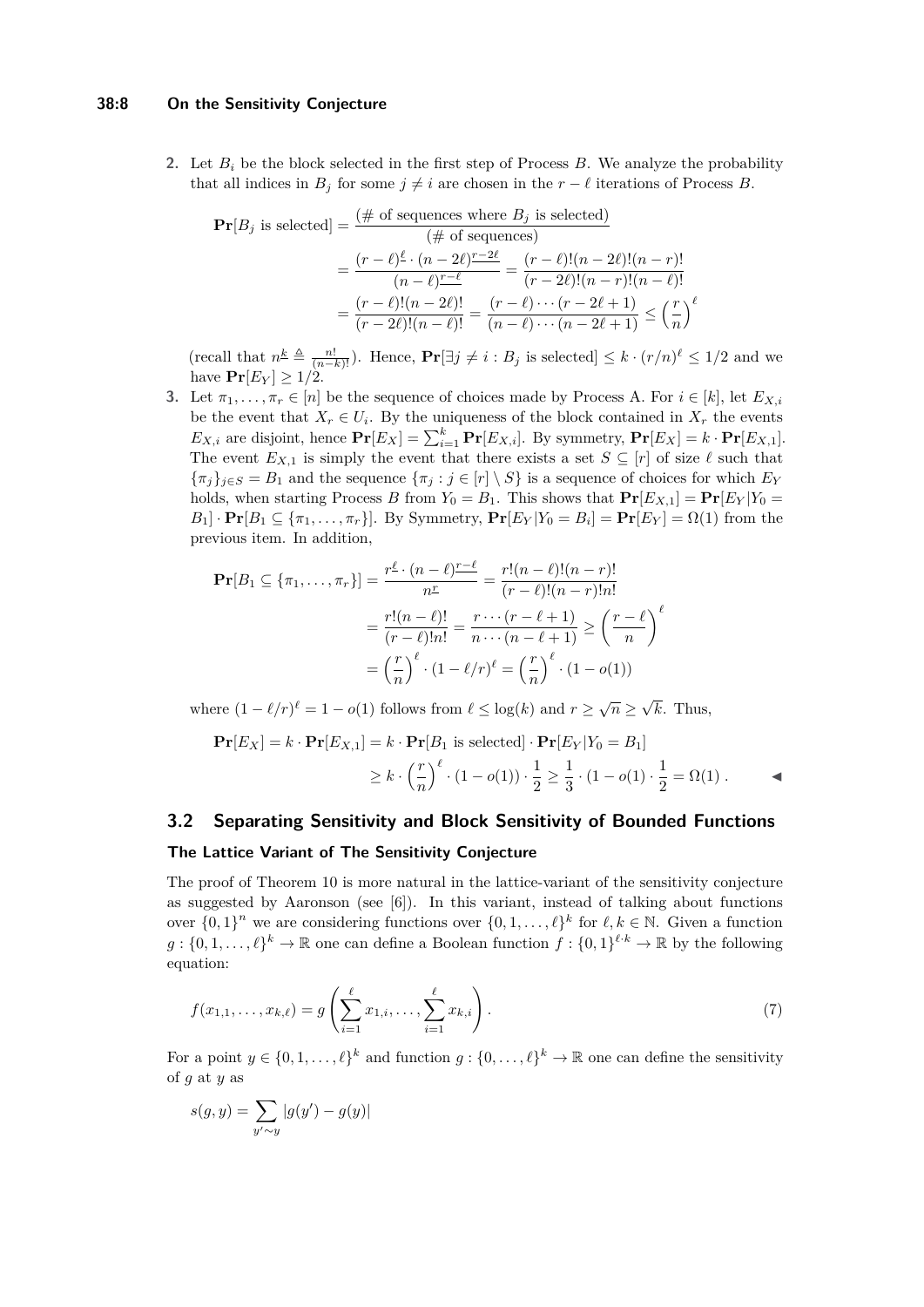2. Let $B_i$ be the block selected in the first step of Process $B$. We analyze the probability that all indices in $B_j$ for some $j \neq i$ are chosen in the $r - \ell$ iterations of Process $B$.

$$\begin{aligned}
\mathbf{Pr}[B_j \text{ is selected}] &= \frac{(\#\text{ of sequences where } B_j \text{ is selected})}{(\#\text{ of sequences})} \\
&= \frac{(r-\ell)^{\underline{\ell}} \cdot (n-2\ell)^{\underline{r-2\ell}}}{(n-\ell)^{\underline{r-\ell}}} = \frac{(r-\ell)!(n-2\ell)!(n-r)!}{(r-2\ell)!(n-r)!(n-\ell)!} \\
&= \frac{(r-\ell)!(n-2\ell)!}{(r-2\ell)!(n-\ell)!} = \frac{(r-\ell)\cdots(r-2\ell+1)}{(n-\ell)\cdots(n-2\ell+1)} \le \left(\frac{r}{n}\right)^{\ell}
\end{aligned}$$

(recall that $n^{\underline{k}} \triangleq \frac{n!}{(n-k)!}$). Hence, $\mathbf{Pr}[\exists j \neq i : B_j \text{ is selected}] \le k \cdot (r/n)^{\ell} \le 1/2$ and we have $\mathbf{Pr}[E_Y] \ge 1/2$.

3. Let $\pi_1, \ldots, \pi_r \in [n]$ be the sequence of choices made by Process A. For $i \in [k]$, let $E_{X,i}$ be the event that $X_r \in U_i$. By the uniqueness of the block contained in $X_r$ the events $E_{X,i}$ are disjoint, hence $\mathbf{Pr}[E_X] = \sum_{i=1}^{k} \mathbf{Pr}[E_{X,i}]$. By symmetry, $\mathbf{Pr}[E_X] = k \cdot \mathbf{Pr}[E_{X,1}]$. The event $E_{X,1}$ is simply the event that there exists a set $S \subseteq [r]$ of size $\ell$ such that $\{\pi_j\}_{j \in S} = B_1$ and the sequence $\{\pi_j : j \in [r] \setminus S\}$ is a sequence of choices for which $E_Y$ holds, when starting Process $B$ from $Y_0 = B_1$. This shows that $\mathbf{Pr}[E_{X,1}] = \mathbf{Pr}[E_Y | Y_0 = B_1] \cdot \mathbf{Pr}[B_1 \subseteq \{\pi_1, \ldots, \pi_r\}]$. By Symmetry, $\mathbf{Pr}[E_Y | Y_0 = B_i] = \mathbf{Pr}[E_Y] = \Omega(1)$ from the previous item. In addition,

$$\begin{aligned}
\mathbf{Pr}[B_1 \subseteq \{\pi_1, \ldots, \pi_r\}] &= \frac{r^{\underline{\ell}} \cdot (n-\ell)^{\underline{r-\ell}}}{n^{\underline{r}}} = \frac{r!(n-\ell)!(n-r)!}{(r-\ell)!(n-r)!n!} \\
&= \frac{r!(n-\ell)!}{(r-\ell)!n!} = \frac{r\cdots(r-\ell+1)}{n\cdots(n-\ell+1)} \ge \left(\frac{r-\ell}{n}\right)^{\ell} \\
&= \left(\frac{r}{n}\right)^{\ell} \cdot (1-\ell/r)^{\ell} = \left(\frac{r}{n}\right)^{\ell} \cdot (1-o(1))
\end{aligned}$$

where $(1-\ell/r)^{\ell} = 1 - o(1)$ follows from $\ell \le \log(k)$ and $r \ge \sqrt{n} \ge \sqrt{k}$. Thus,

$$\begin{aligned}
\mathbf{Pr}[E_X] = k \cdot \mathbf{Pr}[E_{X,1}] &= k \cdot \mathbf{Pr}[B_1 \text{ is selected}] \cdot \mathbf{Pr}[E_Y | Y_0 = B_1] \\
&\ge k \cdot \left(\frac{r}{n}\right)^{\ell} \cdot (1-o(1)) \cdot \frac{1}{2} \ge \frac{1}{3} \cdot (1-o(1)) \cdot \frac{1}{2} = \Omega(1)\,.
\end{aligned}$$

◀

## 3.2 Separating Sensitivity and Block Sensitivity of Bounded Functions

### The Lattice Variant of The Sensitivity Conjecture

The proof of Theorem 10 is more natural in the lattice-variant of the sensitivity conjecture as suggested by Aaronson (see [6]). In this variant, instead of talking about functions over $\{0,1\}^n$ we are considering functions over $\{0,1,\ldots,\ell\}^k$ for $\ell, k \in \mathbb{N}$. Given a function $g : \{0,1,\ldots,\ell\}^k \to \mathbb{R}$ one can define a Boolean function $f : \{0,1\}^{\ell \cdot k} \to \mathbb{R}$ by the following equation:

$$f(x_{1,1}, \ldots, x_{k,\ell}) = g\left(\sum_{i=1}^{\ell} x_{1,i}, \ldots, \sum_{i=1}^{\ell} x_{k,i}\right). \tag{7}$$

For a point $y \in \{0,1,\ldots,\ell\}^k$ and function $g : \{0,\ldots,\ell\}^k \to \mathbb{R}$ one can define the sensitivity of $g$ at $y$ as

$$s(g,y) = \sum_{y' \sim y} |g(y') - g(y)|$$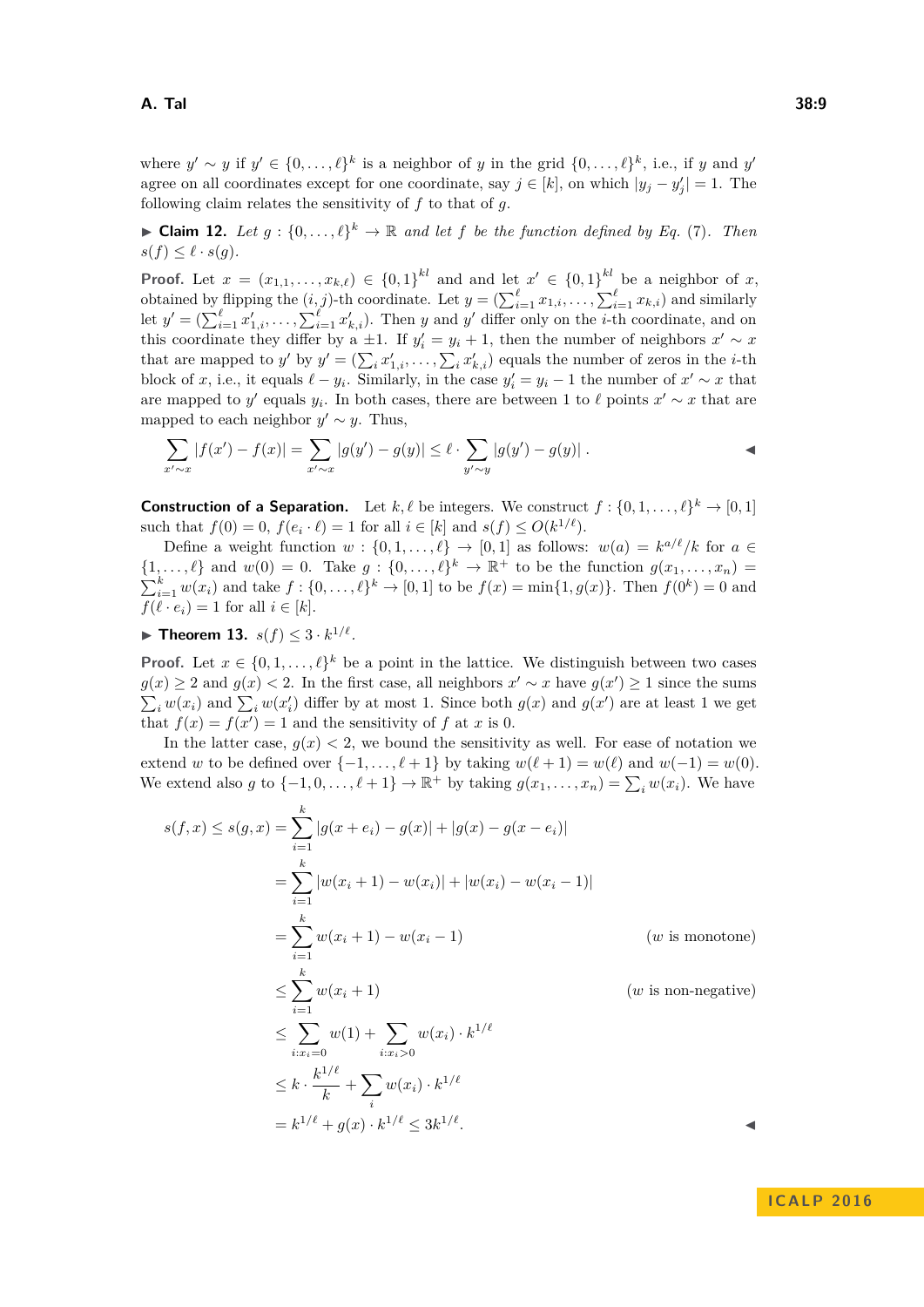where $y' \sim y$ if $y' \in \{0,\ldots,\ell\}^k$ is a neighbor of $y$ in the grid $\{0,\ldots,\ell\}^k$, i.e., if $y$ and $y'$ agree on all coordinates except for one coordinate, say $j \in [k]$, on which $|y_j - y'_j| = 1$. The following claim relates the sensitivity of $f$ to that of $g$.

▶ **Claim 12.** *Let $g : \{0,\ldots,\ell\}^k \to \mathbb{R}$ and let $f$ be the function defined by Eq. (7). Then $s(f) \le \ell \cdot s(g)$.*

**Proof.** Let $x = (x_{1,1},\ldots,x_{k,\ell}) \in \{0,1\}^{kl}$ and and let $x' \in \{0,1\}^{kl}$ be a neighbor of $x$, obtained by flipping the $(i,j)$-th coordinate. Let $y = (\sum_{i=1}^{\ell} x_{1,i},\ldots,\sum_{i=1}^{\ell} x_{k,i})$ and similarly let $y' = (\sum_{i=1}^{\ell} x'_{1,i},\ldots,\sum_{i=1}^{\ell} x'_{k,i})$. Then $y$ and $y'$ differ only on the $i$-th coordinate, and on this coordinate they differ by a $\pm 1$. If $y'_i = y_i + 1$, then the number of neighbors $x' \sim x$ that are mapped to $y'$ by $y' = (\sum_i x'_{1,i},\ldots,\sum_i x'_{k,i})$ equals the number of zeros in the $i$-th block of $x$, i.e., it equals $\ell - y_i$. Similarly, in the case $y'_i = y_i - 1$ the number of $x' \sim x$ that are mapped to $y'$ equals $y_i$. In both cases, there are between 1 to $\ell$ points $x' \sim x$ that are mapped to each neighbor $y' \sim y$. Thus,

$$\sum_{x' \sim x} |f(x') - f(x)| = \sum_{x' \sim x} |g(y') - g(y)| \le \ell \cdot \sum_{y' \sim y} |g(y') - g(y)|\,. \qquad ◀$$

**Construction of a Separation.** Let $k,\ell$ be integers. We construct $f : \{0,1,\ldots,\ell\}^k \to [0,1]$ such that $f(0) = 0$, $f(e_i \cdot \ell) = 1$ for all $i \in [k]$ and $s(f) \le O(k^{1/\ell})$.

Define a weight function $w : \{0,1,\ldots,\ell\} \to [0,1]$ as follows: $w(a) = k^{a/\ell}/k$ for $a \in \{1,\ldots,\ell\}$ and $w(0) = 0$. Take $g : \{0,\ldots,\ell\}^k \to \mathbb{R}^+$ to be the function $g(x_1,\ldots,x_n) = \sum_{i=1}^{k} w(x_i)$ and take $f : \{0,\ldots,\ell\}^k \to [0,1]$ to be $f(x) = \min\{1, g(x)\}$. Then $f(0^k) = 0$ and $f(\ell \cdot e_i) = 1$ for all $i \in [k]$.

▶ **Theorem 13.** $s(f) \le 3 \cdot k^{1/\ell}$.

**Proof.** Let $x \in \{0,1,\ldots,\ell\}^k$ be a point in the lattice. We distinguish between two cases $g(x) \ge 2$ and $g(x) < 2$. In the first case, all neighbors $x' \sim x$ have $g(x') \ge 1$ since the sums $\sum_i w(x_i)$ and $\sum_i w(x'_i)$ differ by at most 1. Since both $g(x)$ and $g(x')$ are at least 1 we get that $f(x) = f(x') = 1$ and the sensitivity of $f$ at $x$ is 0.

In the latter case, $g(x) < 2$, we bound the sensitivity as well. For ease of notation we extend $w$ to be defined over $\{-1,\ldots,\ell+1\}$ by taking $w(\ell+1) = w(\ell)$ and $w(-1) = w(0)$. We extend also $g$ to $\{-1,0,\ldots,\ell+1\} \to \mathbb{R}^+$ by taking $g(x_1,\ldots,x_n) = \sum_i w(x_i)$. We have

$$\begin{aligned}
s(f,x) \le s(g,x) &= \sum_{i=1}^{k} |g(x+e_i) - g(x)| + |g(x) - g(x-e_i)| \\
&= \sum_{i=1}^{k} |w(x_i+1) - w(x_i)| + |w(x_i) - w(x_i-1)| \\
&= \sum_{i=1}^{k} w(x_i+1) - w(x_i-1) && (w \text{ is monotone}) \\
&\le \sum_{i=1}^{k} w(x_i+1) && (w \text{ is non-negative}) \\
&\le \sum_{i:x_i=0} w(1) + \sum_{i:x_i>0} w(x_i) \cdot k^{1/\ell} \\
&\le k \cdot \frac{k^{1/\ell}}{k} + \sum_i w(x_i) \cdot k^{1/\ell} \\
&= k^{1/\ell} + g(x) \cdot k^{1/\ell} \le 3k^{1/\ell}.
\end{aligned} \qquad ◀$$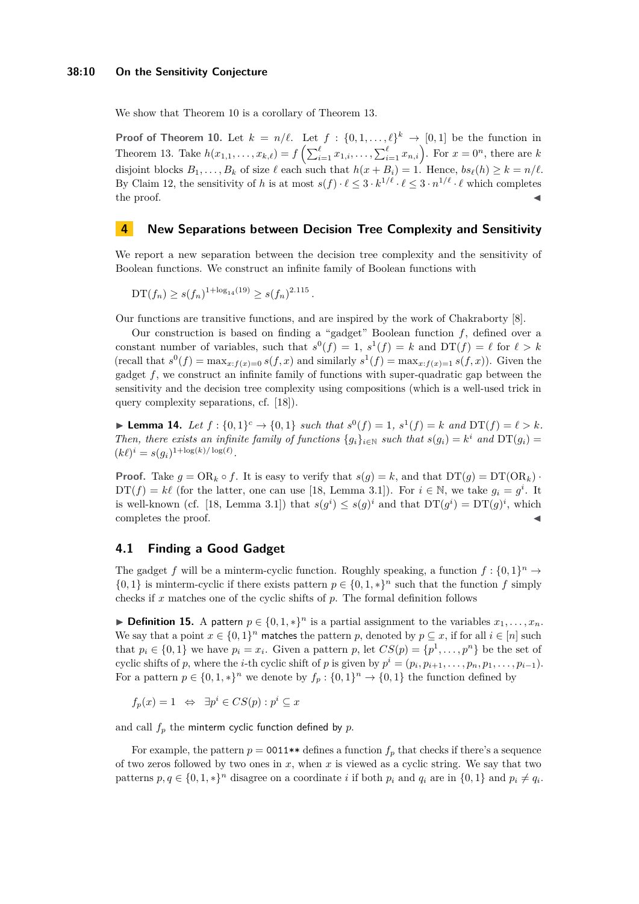We show that Theorem 10 is a corollary of Theorem 13.

**Proof of Theorem 10.** Let $k = n/\ell$. Let $f : \{0, 1, \dots, \ell\}^k \to [0, 1]$ be the function in Theorem 13. Take $h(x_{1,1}, \dots, x_{k,\ell}) = f\left(\sum_{i=1}^{\ell} x_{1,i}, \dots, \sum_{i=1}^{\ell} x_{n,i}\right)$. For $x = 0^n$, there are $k$ disjoint blocks $B_1, \dots, B_k$ of size $\ell$ each such that $h(x + B_i) = 1$. Hence, $bs_\ell(h) \geq k = n/\ell$. By Claim 12, the sensitivity of $h$ is at most $s(f) \cdot \ell \leq 3 \cdot k^{1/\ell} \cdot \ell \leq 3 \cdot n^{1/\ell} \cdot \ell$ which completes the proof. ◀

## 4 New Separations between Decision Tree Complexity and Sensitivity

We report a new separation between the decision tree complexity and the sensitivity of Boolean functions. We construct an infinite family of Boolean functions with

$$\mathrm{DT}(f_n) \geq s(f_n)^{1+\log_{14}(19)} \geq s(f_n)^{2.115}.$$

Our functions are transitive functions, and are inspired by the work of Chakraborty [8].

Our construction is based on finding a "gadget" Boolean function $f$, defined over a constant number of variables, such that $s^0(f) = 1$, $s^1(f) = k$ and $\mathrm{DT}(f) = \ell$ for $\ell > k$ (recall that $s^0(f) = \max_{x: f(x)=0} s(f, x)$ and similarly $s^1(f) = \max_{x: f(x)=1} s(f, x)$). Given the gadget $f$, we construct an infinite family of functions with super-quadratic gap between the sensitivity and the decision tree complexity using compositions (which is a well-used trick in query complexity separations, cf. [18]).

▶ **Lemma 14.** *Let $f : \{0, 1\}^c \to \{0, 1\}$ such that $s^0(f) = 1$, $s^1(f) = k$ and $\mathrm{DT}(f) = \ell > k$. Then, there exists an infinite family of functions $\{g_i\}_{i \in \mathbb{N}}$ such that $s(g_i) = k^i$ and $\mathrm{DT}(g_i) = (k\ell)^i = s(g_i)^{1+\log(k)/\log(\ell)}$.*

**Proof.** Take $g = \mathrm{OR}_k \circ f$. It is easy to verify that $s(g) = k$, and that $\mathrm{DT}(g) = \mathrm{DT}(\mathrm{OR}_k) \cdot \mathrm{DT}(f) = k\ell$ (for the latter, one can use [18, Lemma 3.1]). For $i \in \mathbb{N}$, we take $g_i = g^i$. It is well-known (cf. [18, Lemma 3.1]) that $s(g^i) \leq s(g)^i$ and that $\mathrm{DT}(g^i) = \mathrm{DT}(g)^i$, which completes the proof. ◀

### 4.1 Finding a Good Gadget

The gadget $f$ will be a minterm-cyclic function. Roughly speaking, a function $f : \{0, 1\}^n \to \{0, 1\}$ is minterm-cyclic if there exists pattern $p \in \{0, 1, *\}^n$ such that the function $f$ simply checks if $x$ matches one of the cyclic shifts of $p$. The formal definition follows

▶ **Definition 15.** A pattern $p \in \{0, 1, *\}^n$ is a partial assignment to the variables $x_1, \dots, x_n$. We say that a point $x \in \{0, 1\}^n$ matches the pattern $p$, denoted by $p \subseteq x$, if for all $i \in [n]$ such that $p_i \in \{0, 1\}$ we have $p_i = x_i$. Given a pattern $p$, let $CS(p) = \{p^1, \dots, p^n\}$ be the set of cyclic shifts of $p$, where the $i$-th cyclic shift of $p$ is given by $p^i = (p_i, p_{i+1}, \dots, p_n, p_1, \dots, p_{i-1})$. For a pattern $p \in \{0, 1, *\}^n$ we denote by $f_p : \{0, 1\}^n \to \{0, 1\}$ the function defined by

$$f_p(x) = 1 \quad \Leftrightarrow \quad \exists p^i \in CS(p) : p^i \subseteq x$$

and call $f_p$ the minterm cyclic function defined by $p$.

For example, the pattern $p = \texttt{0011**}$ defines a function $f_p$ that checks if there's a sequence of two zeros followed by two ones in $x$, when $x$ is viewed as a cyclic string. We say that two patterns $p, q \in \{0, 1, *\}^n$ disagree on a coordinate $i$ if both $p_i$ and $q_i$ are in $\{0, 1\}$ and $p_i \neq q_i$.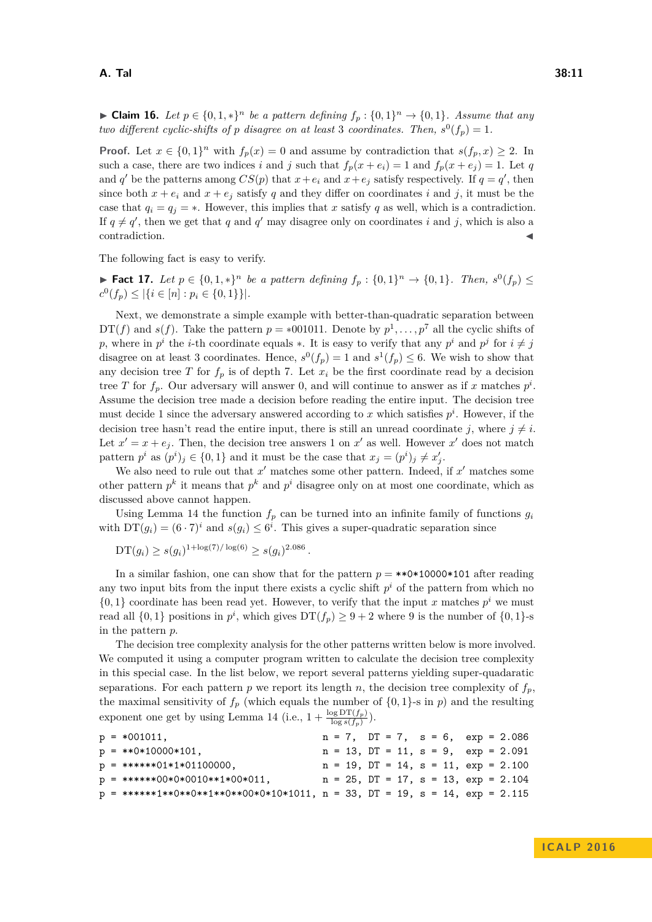▶ **Claim 16.** *Let $p \in \{0,1,*\}^n$ be a pattern defining $f_p : \{0,1\}^n \to \{0,1\}$. Assume that any two different cyclic-shifts of $p$ disagree on at least 3 coordinates. Then, $s^0(f_p) = 1$.*

**Proof.** Let $x \in \{0,1\}^n$ with $f_p(x) = 0$ and assume by contradiction that $s(f_p, x) \geq 2$. In such a case, there are two indices $i$ and $j$ such that $f_p(x + e_i) = 1$ and $f_p(x + e_j) = 1$. Let $q$ and $q'$ be the patterns among $CS(p)$ that $x + e_i$ and $x + e_j$ satisfy respectively. If $q = q'$, then since both $x + e_i$ and $x + e_j$ satisfy $q$ and they differ on coordinates $i$ and $j$, it must be the case that $q_i = q_j = *$. However, this implies that $x$ satisfy $q$ as well, which is a contradiction. If $q \neq q'$, then we get that $q$ and $q'$ may disagree only on coordinates $i$ and $j$, which is also a contradiction. ◀

The following fact is easy to verify.

▶ **Fact 17.** *Let $p \in \{0,1,*\}^n$ be a pattern defining $f_p : \{0,1\}^n \to \{0,1\}$. Then, $s^0(f_p) \leq c^0(f_p) \leq |\{i \in [n] : p_i \in \{0,1\}\}|$.*

Next, we demonstrate a simple example with better-than-quadratic separation between $\mathrm{DT}(f)$ and $s(f)$. Take the pattern $p = *001011$. Denote by $p^1, \ldots, p^7$ all the cyclic shifts of $p$, where in $p^i$ the $i$-th coordinate equals $*$. It is easy to verify that any $p^i$ and $p^j$ for $i \neq j$ disagree on at least 3 coordinates. Hence, $s^0(f_p) = 1$ and $s^1(f_p) \leq 6$. We wish to show that any decision tree $T$ for $f_p$ is of depth 7. Let $x_i$ be the first coordinate read by a decision tree $T$ for $f_p$. Our adversary will answer 0, and will continue to answer as if $x$ matches $p^i$. Assume the decision tree made a decision before reading the entire input. The decision tree must decide 1 since the adversary answered according to $x$ which satisfies $p^i$. However, if the decision tree hasn't read the entire input, there is still an unread coordinate $j$, where $j \neq i$. Let $x' = x + e_j$. Then, the decision tree answers 1 on $x'$ as well. However $x'$ does not match pattern $p^i$ as $(p^i)_j \in \{0,1\}$ and it must be the case that $x_j = (p^i)_j \neq x'_j$.

We also need to rule out that $x'$ matches some other pattern. Indeed, if $x'$ matches some other pattern $p^k$ it means that $p^k$ and $p^i$ disagree only on at most one coordinate, which as discussed above cannot happen.

Using Lemma 14 the function $f_p$ can be turned into an infinite family of functions $g_i$ with $\mathrm{DT}(g_i) = (6 \cdot 7)^i$ and $s(g_i) \leq 6^i$. This gives a super-quadratic separation since

$$\mathrm{DT}(g_i) \geq s(g_i)^{1+\log(7)/\log(6)} \geq s(g_i)^{2.086}.$$

In a similar fashion, one can show that for the pattern $p = $ `**0*10000*101` after reading any two input bits from the input there exists a cyclic shift $p^i$ of the pattern from which no $\{0,1\}$ coordinate has been read yet. However, to verify that the input $x$ matches $p^i$ we must read all $\{0,1\}$ positions in $p^i$, which gives $\mathrm{DT}(f_p) \geq 9 + 2$ where 9 is the number of $\{0,1\}$-s in the pattern $p$.

The decision tree complexity analysis for the other patterns written below is more involved. We computed it using a computer program written to calculate the decision tree complexity in this special case. In the list below, we report several patterns yielding super-quadratic separations. For each pattern $p$ we report its length $n$, the decision tree complexity of $f_p$, the maximal sensitivity of $f_p$ (which equals the number of $\{0,1\}$-s in $p$) and the resulting exponent one get by using Lemma 14 (i.e., $1 + \frac{\log \mathrm{DT}(f_p)}{\log s(f_p)}$).

```
p = *001011,                           n = 7,  DT = 7,  s = 6,  exp = 2.086
p = **0*10000*101,                     n = 13, DT = 11, s = 9,  exp = 2.091
p = ******01*1*01100000,               n = 19, DT = 14, s = 11, exp = 2.100
p = ******00*0*0010**1*00*011,         n = 25, DT = 17, s = 13, exp = 2.104
p = ******1**0**0**1**0**00*0*10*1011, n = 33, DT = 19, s = 14, exp = 2.115
```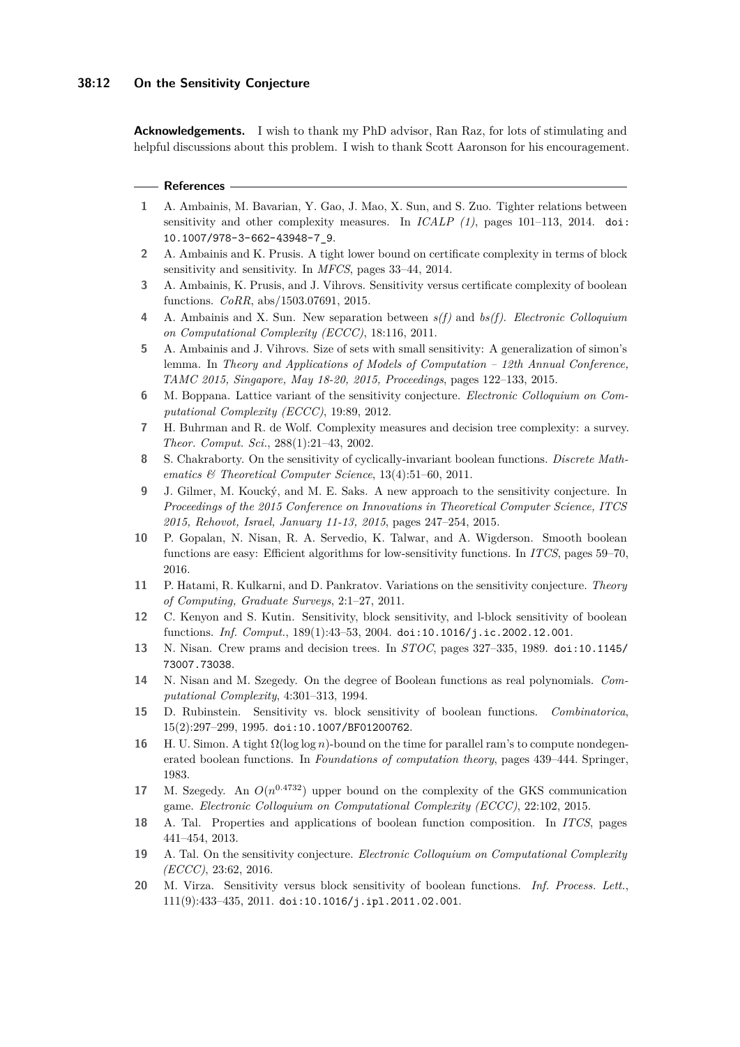**Acknowledgements.** I wish to thank my PhD advisor, Ran Raz, for lots of stimulating and helpful discussions about this problem. I wish to thank Scott Aaronson for his encouragement.

## References

1. A. Ambainis, M. Bavarian, Y. Gao, J. Mao, X. Sun, and S. Zuo. Tighter relations between sensitivity and other complexity measures. In *ICALP (1)*, pages 101–113, 2014. doi:10.1007/978-3-662-43948-7_9.
2. A. Ambainis and K. Prusis. A tight lower bound on certificate complexity in terms of block sensitivity and sensitivity. In *MFCS*, pages 33–44, 2014.
3. A. Ambainis, K. Prusis, and J. Vihrovs. Sensitivity versus certificate complexity of boolean functions. *CoRR*, abs/1503.07691, 2015.
4. A. Ambainis and X. Sun. New separation between *s(f)* and *bs(f)*. *Electronic Colloquium on Computational Complexity (ECCC)*, 18:116, 2011.
5. A. Ambainis and J. Vihrovs. Size of sets with small sensitivity: A generalization of simon's lemma. In *Theory and Applications of Models of Computation – 12th Annual Conference, TAMC 2015, Singapore, May 18-20, 2015, Proceedings*, pages 122–133, 2015.
6. M. Boppana. Lattice variant of the sensitivity conjecture. *Electronic Colloquium on Computational Complexity (ECCC)*, 19:89, 2012.
7. H. Buhrman and R. de Wolf. Complexity measures and decision tree complexity: a survey. *Theor. Comput. Sci.*, 288(1):21–43, 2002.
8. S. Chakraborty. On the sensitivity of cyclically-invariant boolean functions. *Discrete Mathematics & Theoretical Computer Science*, 13(4):51–60, 2011.
9. J. Gilmer, M. Koucký, and M. E. Saks. A new approach to the sensitivity conjecture. In *Proceedings of the 2015 Conference on Innovations in Theoretical Computer Science, ITCS 2015, Rehovot, Israel, January 11-13, 2015*, pages 247–254, 2015.
10. P. Gopalan, N. Nisan, R. A. Servedio, K. Talwar, and A. Wigderson. Smooth boolean functions are easy: Efficient algorithms for low-sensitivity functions. In *ITCS*, pages 59–70, 2016.
11. P. Hatami, R. Kulkarni, and D. Pankratov. Variations on the sensitivity conjecture. *Theory of Computing, Graduate Surveys*, 2:1–27, 2011.
12. C. Kenyon and S. Kutin. Sensitivity, block sensitivity, and l-block sensitivity of boolean functions. *Inf. Comput.*, 189(1):43–53, 2004. doi:10.1016/j.ic.2002.12.001.
13. N. Nisan. Crew prams and decision trees. In *STOC*, pages 327–335, 1989. doi:10.1145/73007.73038.
14. N. Nisan and M. Szegedy. On the degree of Boolean functions as real polynomials. *Computational Complexity*, 4:301–313, 1994.
15. D. Rubinstein. Sensitivity vs. block sensitivity of boolean functions. *Combinatorica*, 15(2):297–299, 1995. doi:10.1007/BF01200762.
16. H. U. Simon. A tight $\Omega(\log\log n)$-bound on the time for parallel ram's to compute nondegenerated boolean functions. In *Foundations of computation theory*, pages 439–444. Springer, 1983.
17. M. Szegedy. An $O(n^{0.4732})$ upper bound on the complexity of the GKS communication game. *Electronic Colloquium on Computational Complexity (ECCC)*, 22:102, 2015.
18. A. Tal. Properties and applications of boolean function composition. In *ITCS*, pages 441–454, 2013.
19. A. Tal. On the sensitivity conjecture. *Electronic Colloquium on Computational Complexity (ECCC)*, 23:62, 2016.
20. M. Virza. Sensitivity versus block sensitivity of boolean functions. *Inf. Process. Lett.*, 111(9):433–435, 2011. doi:10.1016/j.ipl.2011.02.001.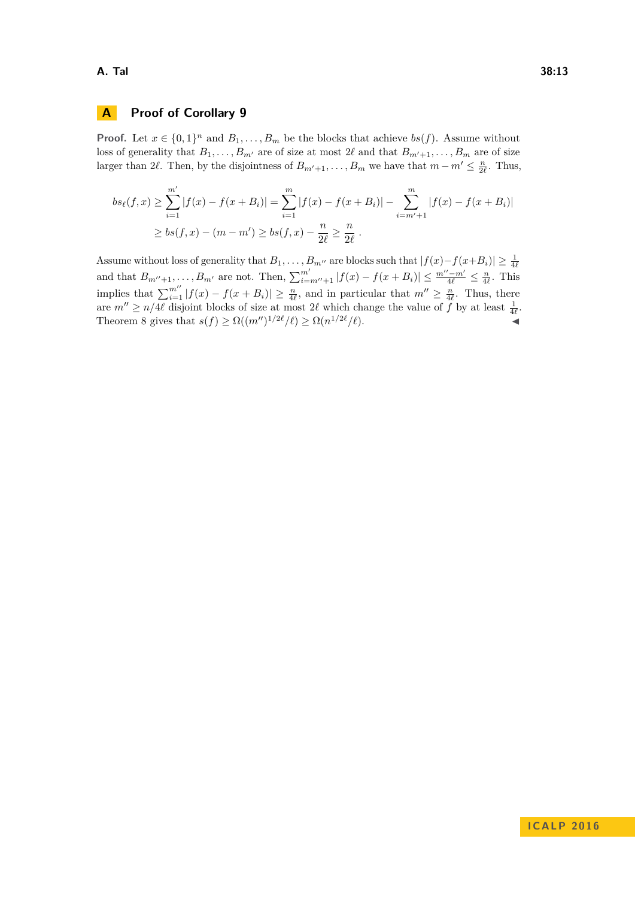## A Proof of Corollary 9

**Proof.** Let $x \in \{0,1\}^n$ and $B_1, \ldots, B_m$ be the blocks that achieve $bs(f)$. Assume without loss of generality that $B_1, \ldots, B_{m'}$ are of size at most $2\ell$ and that $B_{m'+1}, \ldots, B_m$ are of size larger than $2\ell$. Then, by the disjointness of $B_{m'+1}, \ldots, B_m$ we have that $m - m' \leq \frac{n}{2\ell}$. Thus,

$$bs_\ell(f,x) \geq \sum_{i=1}^{m'} |f(x) - f(x+B_i)| = \sum_{i=1}^{m} |f(x) - f(x+B_i)| - \sum_{i=m'+1}^{m} |f(x) - f(x+B_i)|$$
$$\geq bs(f,x) - (m - m') \geq bs(f,x) - \frac{n}{2\ell} \geq \frac{n}{2\ell} \,.$$

Assume without loss of generality that $B_1, \ldots, B_{m''}$ are blocks such that $|f(x) - f(x+B_i)| \geq \frac{1}{4\ell}$ and that $B_{m''+1}, \ldots, B_{m'}$ are not. Then, $\sum_{i=m''+1}^{m'} |f(x) - f(x+B_i)| \leq \frac{m''-m'}{4\ell} \leq \frac{n}{4\ell}$. This implies that $\sum_{i=1}^{m''} |f(x) - f(x+B_i)| \geq \frac{n}{4\ell}$, and in particular that $m'' \geq \frac{n}{4\ell}$. Thus, there are $m'' \geq n/4\ell$ disjoint blocks of size at most $2\ell$ which change the value of $f$ by at least $\frac{1}{4\ell}$. Theorem 8 gives that $s(f) \geq \Omega((m'')^{1/2\ell}/\ell) \geq \Omega(n^{1/2\ell}/\ell)$. ◀